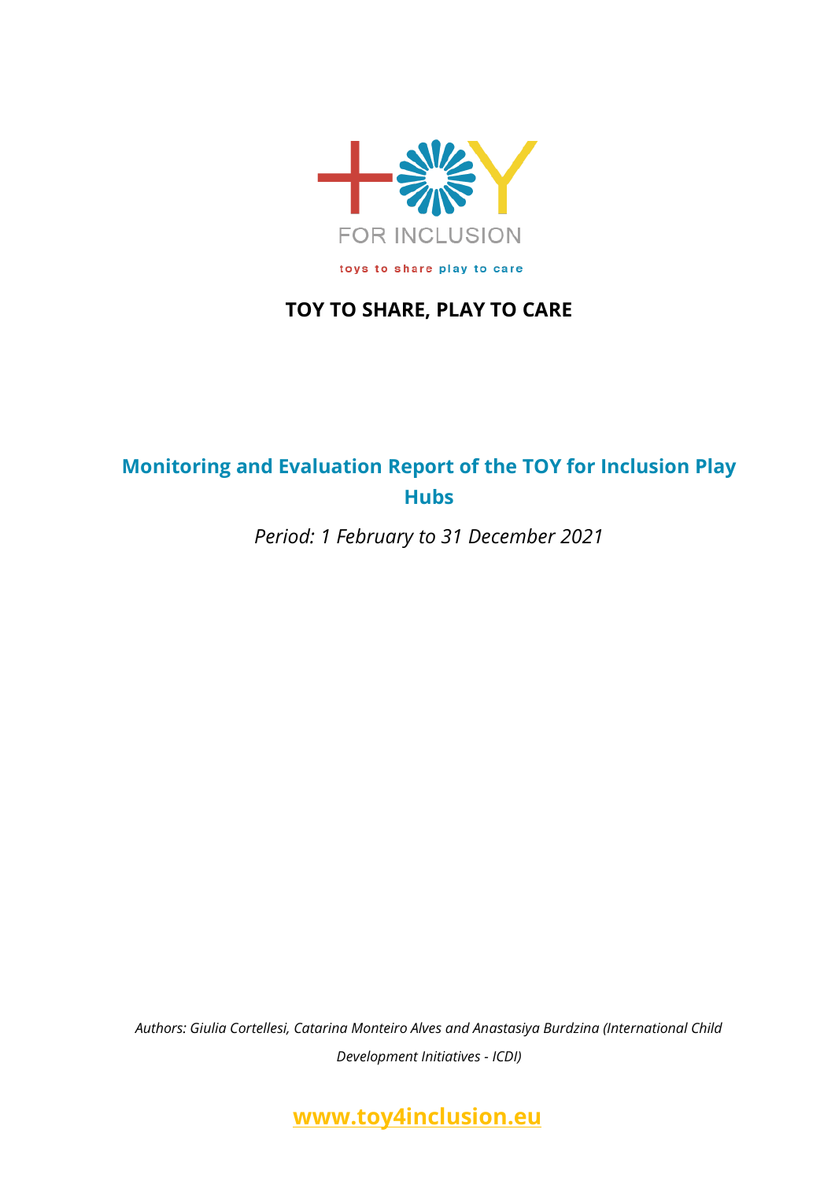FOR INCLUSION

toys to share play to care

# TOY TO SHARE, PLAY TO CARE

## Monitoring and Evaluation Report of the TOY for Inclusion Play Hubs

*Period: 1 February to 31 December 2021*

*Authors: Giulia Cortellesi, Catarina Monteiro Alves and Anastasiya Burdzina (International Child Development Initiatives - ICDI)*

**www.toy4inclusion.eu**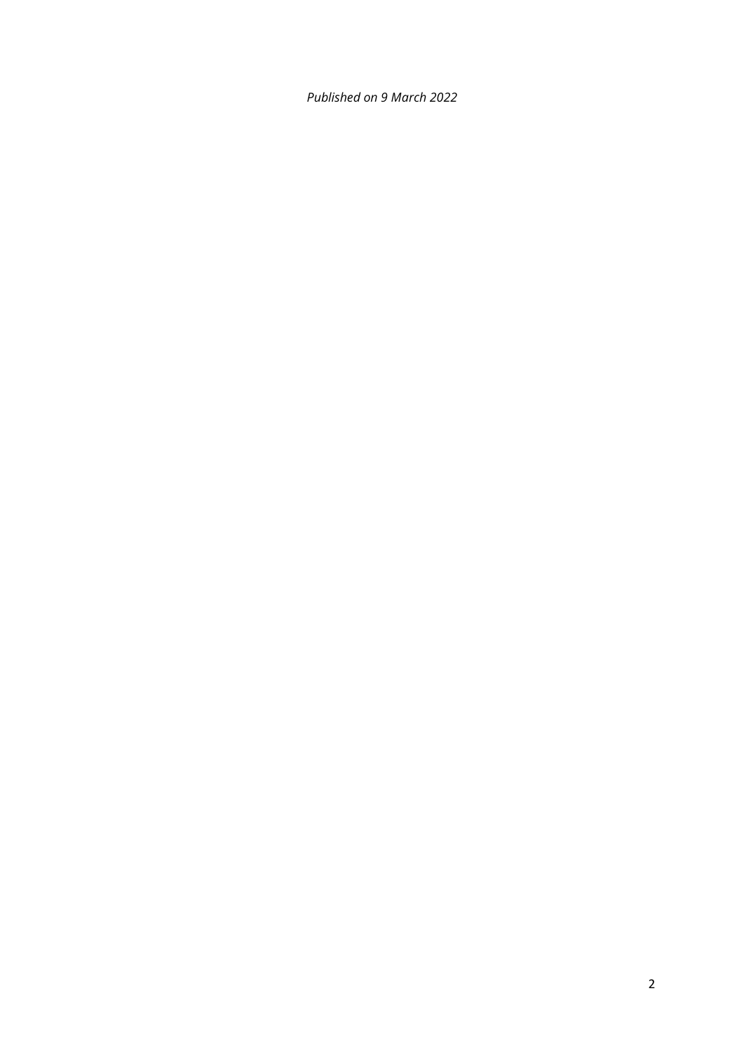*Published on 9 March 2022*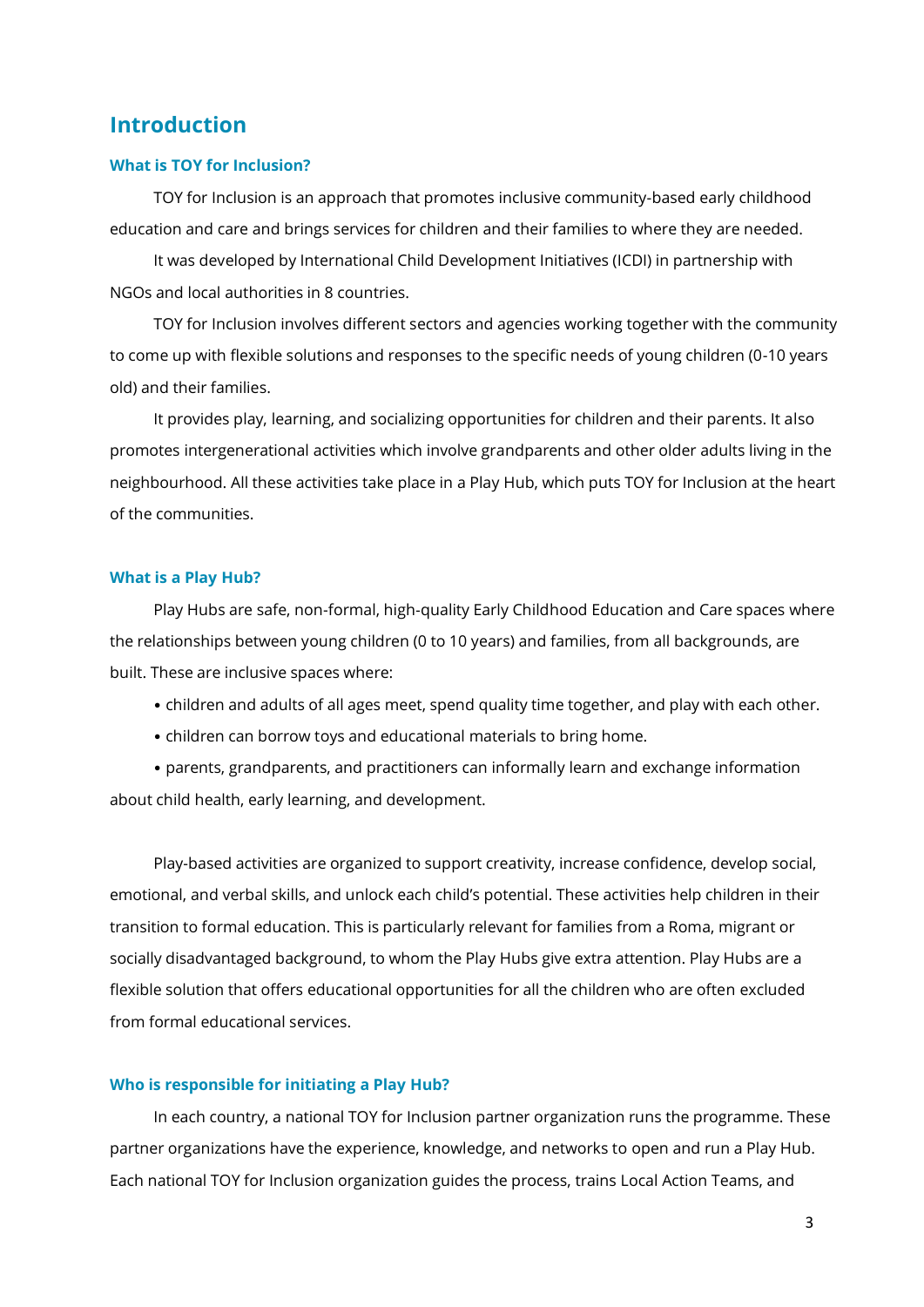# Introduction

### What is TOY for Inclusion?

TOY for Inclusion is an approach that promotes inclusive community-based early childhood education and care and brings services for children and their families to where they are needed.

It was developed by International Child Development Initiatives (ICDI) in partnership with NGOs and local authorities in 8 countries.

TOY for Inclusion involves different sectors and agencies working together with the community to come up with flexible solutions and responses to the specific needs of young children (0-10 years old) and their families.

It provides play, learning, and socializing opportunities for children and their parents. It also promotes intergenerational activities which involve grandparents and other older adults living in the neighbourhood. All these activities take place in a Play Hub, which puts TOY for Inclusion at the heart of the communities.

### What is a Play Hub?

Play Hubs are safe, non-formal, high-quality Early Childhood Education and Care spaces where the relationships between young children (0 to 10 years) and families, from all backgrounds, are built. These are inclusive spaces where:

- children and adults of all ages meet, spend quality time together, and play with each other.
- children can borrow toys and educational materials to bring home.
- parents, grandparents, and practitioners can informally learn and exchange information about child health, early learning, and development.

Play-based activities are organized to support creativity, increase confidence, develop social, emotional, and verbal skills, and unlock each child's potential. These activities help children in their transition to formal education. This is particularly relevant for families from a Roma, migrant or socially disadvantaged background, to whom the Play Hubs give extra attention. Play Hubs are a flexible solution that offers educational opportunities for all the children who are often excluded from formal educational services.

### Who is responsible for initiating a Play Hub?

In each country, a national TOY for Inclusion partner organization runs the programme. These partner organizations have the experience, knowledge, and networks to open and run a Play Hub. Each national TOY for Inclusion organization guides the process, trains Local Action Teams, and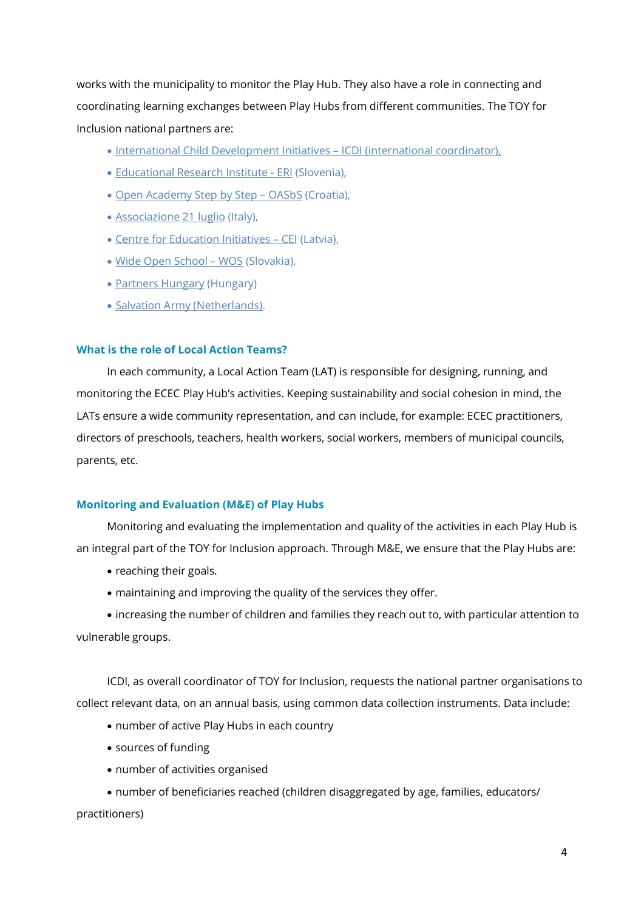works with the municipality to monitor the Play Hub. They also have a role in connecting and coordinating learning exchanges between Play Hubs from different communities. The TOY for Inclusion national partners are:

- International Child Development Initiatives – ICDI (international coordinator),
- Educational Research Institute - ERI (Slovenia),
- Open Academy Step by Step – OASbS (Croatia),
- Associazione 21 luglio (Italy),
- Centre for Education Initiatives – CEI (Latvia),
- Wide Open School – WOS (Slovakia),
- Partners Hungary (Hungary)
- Salvation Army (Netherlands).

### What is the role of Local Action Teams?

In each community, a Local Action Team (LAT) is responsible for designing, running, and monitoring the ECEC Play Hub's activities. Keeping sustainability and social cohesion in mind, the LATs ensure a wide community representation, and can include, for example: ECEC practitioners, directors of preschools, teachers, health workers, social workers, members of municipal councils, parents, etc.

### Monitoring and Evaluation (M&E) of Play Hubs

Monitoring and evaluating the implementation and quality of the activities in each Play Hub is an integral part of the TOY for Inclusion approach. Through M&E, we ensure that the Play Hubs are:

- reaching their goals.
- maintaining and improving the quality of the services they offer.
- increasing the number of children and families they reach out to, with particular attention to vulnerable groups.

ICDI, as overall coordinator of TOY for Inclusion, requests the national partner organisations to collect relevant data, on an annual basis, using common data collection instruments. Data include:

- number of active Play Hubs in each country
- sources of funding
- number of activities organised
- number of beneficiaries reached (children disaggregated by age, families, educators/ practitioners)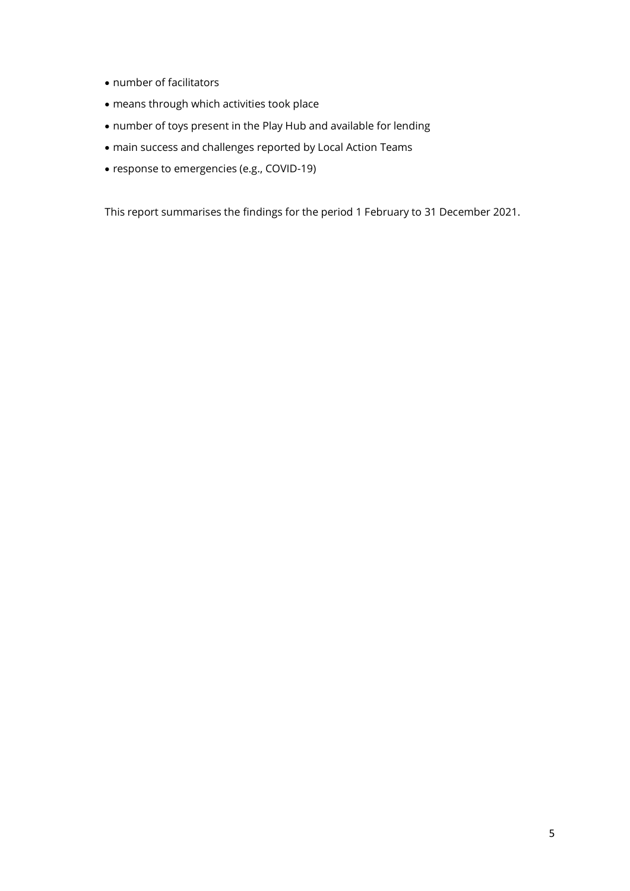- number of facilitators
- means through which activities took place
- number of toys present in the Play Hub and available for lending
- main success and challenges reported by Local Action Teams
- response to emergencies (e.g., COVID-19)

This report summarises the findings for the period 1 February to 31 December 2021.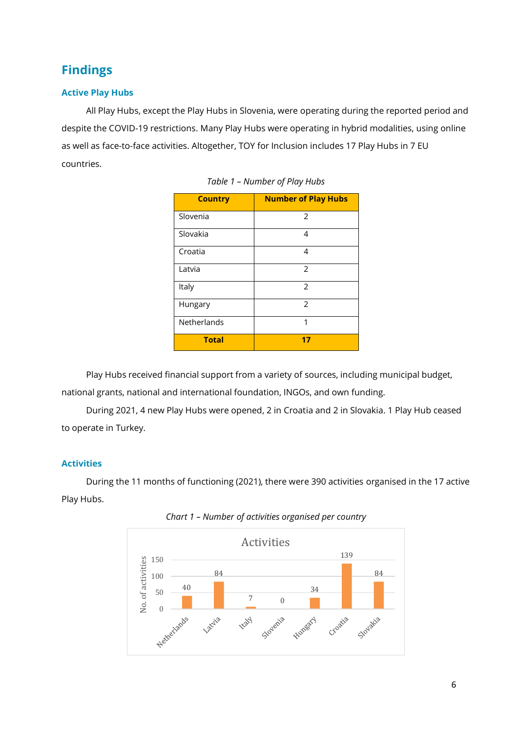# Findings

## Active Play Hubs

All Play Hubs, except the Play Hubs in Slovenia, were operating during the reported period and despite the COVID-19 restrictions. Many Play Hubs were operating in hybrid modalities, using online as well as face-to-face activities. Altogether, TOY for Inclusion includes 17 Play Hubs in 7 EU countries.

*Table 1 – Number of Play Hubs*

| Country | Number of Play Hubs |
|---|---|
| Slovenia | 2 |
| Slovakia | 4 |
| Croatia | 4 |
| Latvia | 2 |
| Italy | 2 |
| Hungary | 2 |
| Netherlands | 1 |
| **Total** | **17** |

Play Hubs received financial support from a variety of sources, including municipal budget, national grants, national and international foundation, INGOs, and own funding.

During 2021, 4 new Play Hubs were opened, 2 in Croatia and 2 in Slovakia. 1 Play Hub ceased to operate in Turkey.

## Activities

During the 11 months of functioning (2021), there were 390 activities organised in the 17 active Play Hubs.

*Chart 1 – Number of activities organised per country*

Activities

| Country | No. of activities |
|---|---|
| Netherlands | 40 |
| Latvia | 84 |
| Italy | 7 |
| Slovenia | 0 |
| Hungary | 34 |
| Croatia | 139 |
| Slovakia | 84 |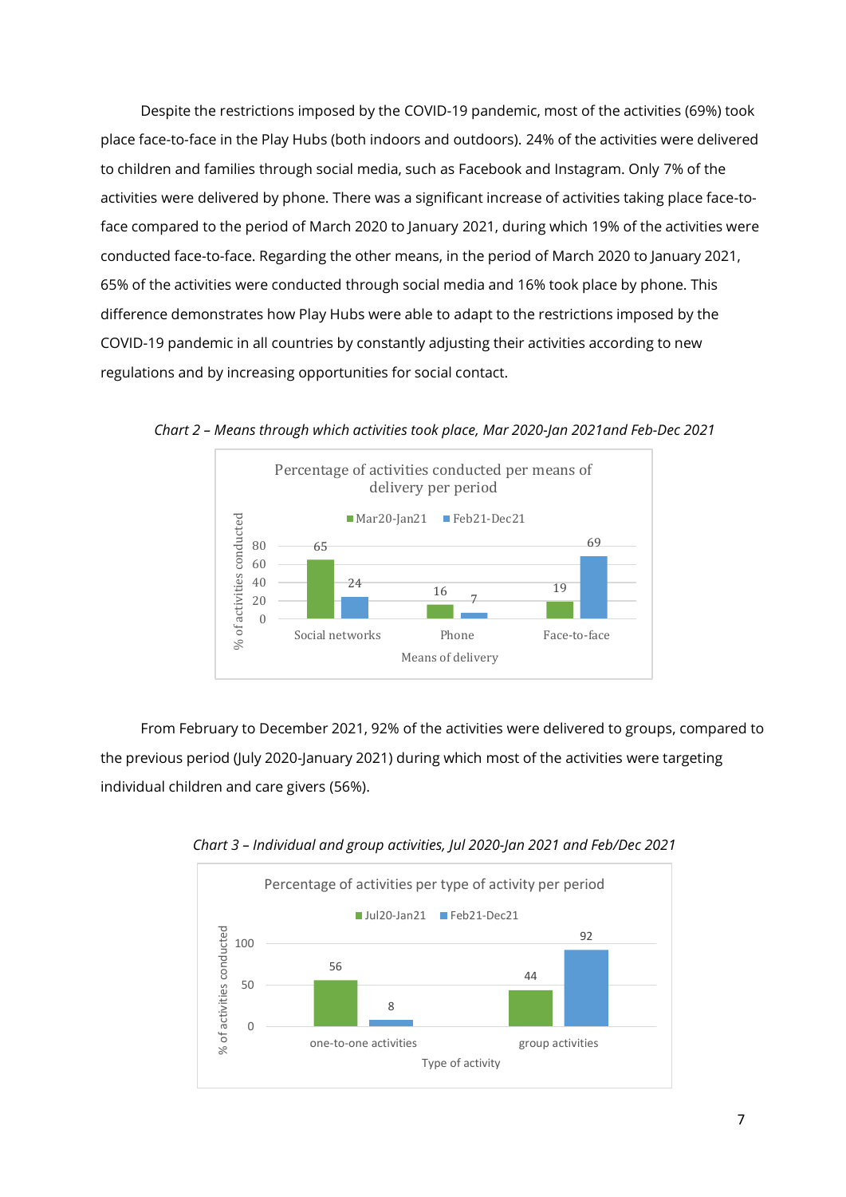Despite the restrictions imposed by the COVID-19 pandemic, most of the activities (69%) took place face-to-face in the Play Hubs (both indoors and outdoors). 24% of the activities were delivered to children and families through social media, such as Facebook and Instagram. Only 7% of the activities were delivered by phone. There was a significant increase of activities taking place face-to-face compared to the period of March 2020 to January 2021, during which 19% of the activities were conducted face-to-face. Regarding the other means, in the period of March 2020 to January 2021, 65% of the activities were conducted through social media and 16% took place by phone. This difference demonstrates how Play Hubs were able to adapt to the restrictions imposed by the COVID-19 pandemic in all countries by constantly adjusting their activities according to new regulations and by increasing opportunities for social contact.

*Chart 2 – Means through which activities took place, Mar 2020-Jan 2021and Feb-Dec 2021*

Percentage of activities conducted per means of delivery per period

| Means of delivery | Mar20-Jan21 | Feb21-Dec21 |
|---|---|---|
| Social networks | 65 | 24 |
| Phone | 16 | 7 |
| Face-to-face | 19 | 69 |

From February to December 2021, 92% of the activities were delivered to groups, compared to the previous period (July 2020-January 2021) during which most of the activities were targeting individual children and care givers (56%).

*Chart 3 – Individual and group activities, Jul 2020-Jan 2021 and Feb/Dec 2021*

Percentage of activities per type of activity per period

| Type of activity | Jul20-Jan21 | Feb21-Dec21 |
|---|---|---|
| one-to-one activities | 56 | 8 |
| group activities | 44 | 92 |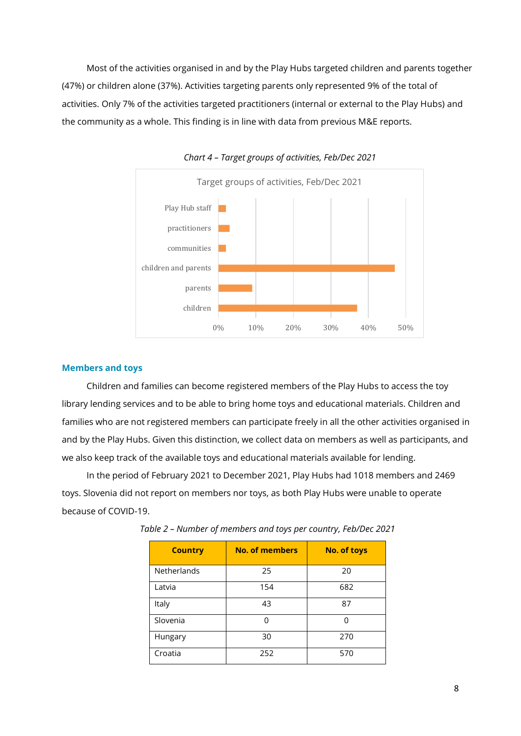Most of the activities organised in and by the Play Hubs targeted children and parents together (47%) or children alone (37%). Activities targeting parents only represented 9% of the total of activities. Only 7% of the activities targeted practitioners (internal or external to the Play Hubs) and the community as a whole. This finding is in line with data from previous M&E reports.

*Chart 4 – Target groups of activities, Feb/Dec 2021*

### Members and toys

Children and families can become registered members of the Play Hubs to access the toy library lending services and to be able to bring home toys and educational materials. Children and families who are not registered members can participate freely in all the other activities organised in and by the Play Hubs. Given this distinction, we collect data on members as well as participants, and we also keep track of the available toys and educational materials available for lending.

In the period of February 2021 to December 2021, Play Hubs had 1018 members and 2469 toys. Slovenia did not report on members nor toys, as both Play Hubs were unable to operate because of COVID-19.

*Table 2 – Number of members and toys per country, Feb/Dec 2021*

| Country | No. of members | No. of toys |
|---|---|---|
| Netherlands | 25 | 20 |
| Latvia | 154 | 682 |
| Italy | 43 | 87 |
| Slovenia | 0 | 0 |
| Hungary | 30 | 270 |
| Croatia | 252 | 570 |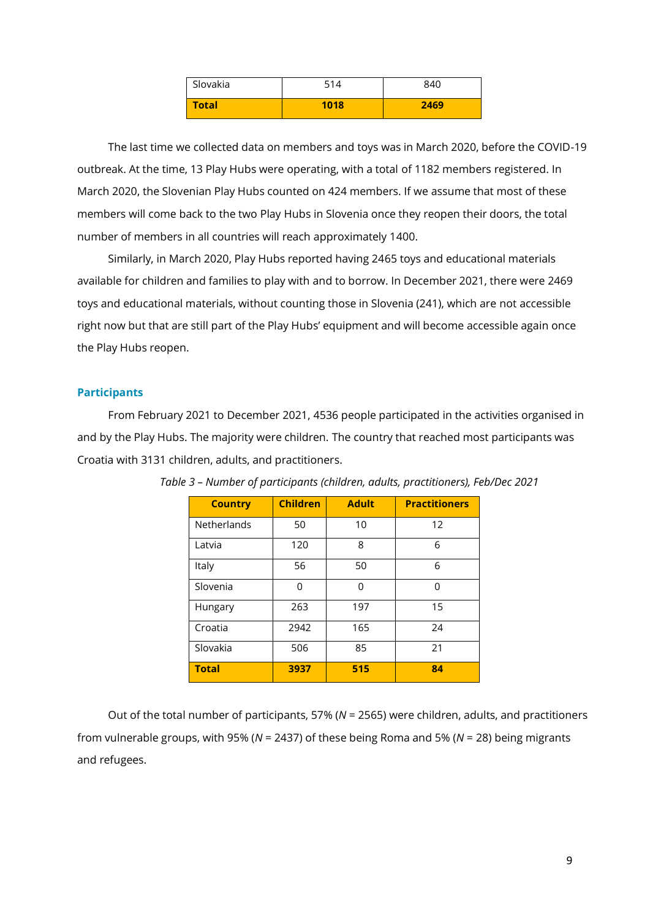| Slovakia | 514 | 840 |
|---|---|---|
| **Total** | **1018** | **2469** |

The last time we collected data on members and toys was in March 2020, before the COVID-19 outbreak. At the time, 13 Play Hubs were operating, with a total of 1182 members registered. In March 2020, the Slovenian Play Hubs counted on 424 members. If we assume that most of these members will come back to the two Play Hubs in Slovenia once they reopen their doors, the total number of members in all countries will reach approximately 1400.

Similarly, in March 2020, Play Hubs reported having 2465 toys and educational materials available for children and families to play with and to borrow. In December 2021, there were 2469 toys and educational materials, without counting those in Slovenia (241), which are not accessible right now but that are still part of the Play Hubs' equipment and will become accessible again once the Play Hubs reopen.

### Participants

From February 2021 to December 2021, 4536 people participated in the activities organised in and by the Play Hubs. The majority were children. The country that reached most participants was Croatia with 3131 children, adults, and practitioners.

*Table 3 – Number of participants (children, adults, practitioners), Feb/Dec 2021*

| Country | Children | Adult | Practitioners |
|---|---|---|---|
| Netherlands | 50 | 10 | 12 |
| Latvia | 120 | 8 | 6 |
| Italy | 56 | 50 | 6 |
| Slovenia | 0 | 0 | 0 |
| Hungary | 263 | 197 | 15 |
| Croatia | 2942 | 165 | 24 |
| Slovakia | 506 | 85 | 21 |
| **Total** | **3937** | **515** | **84** |

Out of the total number of participants, 57% (*N* = 2565) were children, adults, and practitioners from vulnerable groups, with 95% (*N* = 2437) of these being Roma and 5% (*N* = 28) being migrants and refugees.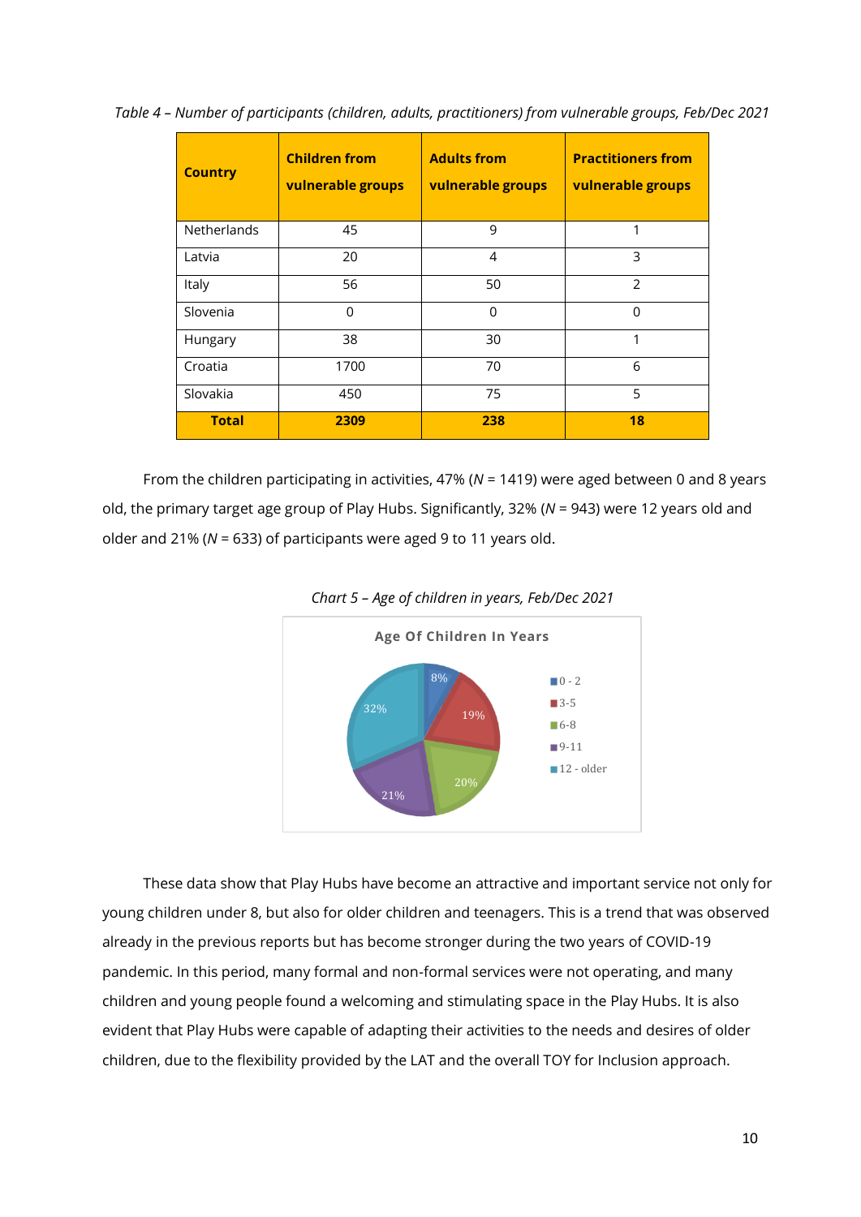*Table 4 – Number of participants (children, adults, practitioners) from vulnerable groups, Feb/Dec 2021*

| Country | Children from vulnerable groups | Adults from vulnerable groups | Practitioners from vulnerable groups |
|---|---|---|---|
| Netherlands | 45 | 9 | 1 |
| Latvia | 20 | 4 | 3 |
| Italy | 56 | 50 | 2 |
| Slovenia | 0 | 0 | 0 |
| Hungary | 38 | 30 | 1 |
| Croatia | 1700 | 70 | 6 |
| Slovakia | 450 | 75 | 5 |
| **Total** | **2309** | **238** | **18** |

From the children participating in activities, 47% (*N* = 1419) were aged between 0 and 8 years old, the primary target age group of Play Hubs. Significantly, 32% (*N* = 943) were 12 years old and older and 21% (*N* = 633) of participants were aged 9 to 11 years old.

*Chart 5 – Age of children in years, Feb/Dec 2021*

Age Of Children In Years

| Age | Percentage |
|---|---|
| 0 - 2 | 8% |
| 3-5 | 19% |
| 6-8 | 20% |
| 9-11 | 21% |
| 12 - older | 32% |

These data show that Play Hubs have become an attractive and important service not only for young children under 8, but also for older children and teenagers. This is a trend that was observed already in the previous reports but has become stronger during the two years of COVID-19 pandemic. In this period, many formal and non-formal services were not operating, and many children and young people found a welcoming and stimulating space in the Play Hubs. It is also evident that Play Hubs were capable of adapting their activities to the needs and desires of older children, due to the flexibility provided by the LAT and the overall TOY for Inclusion approach.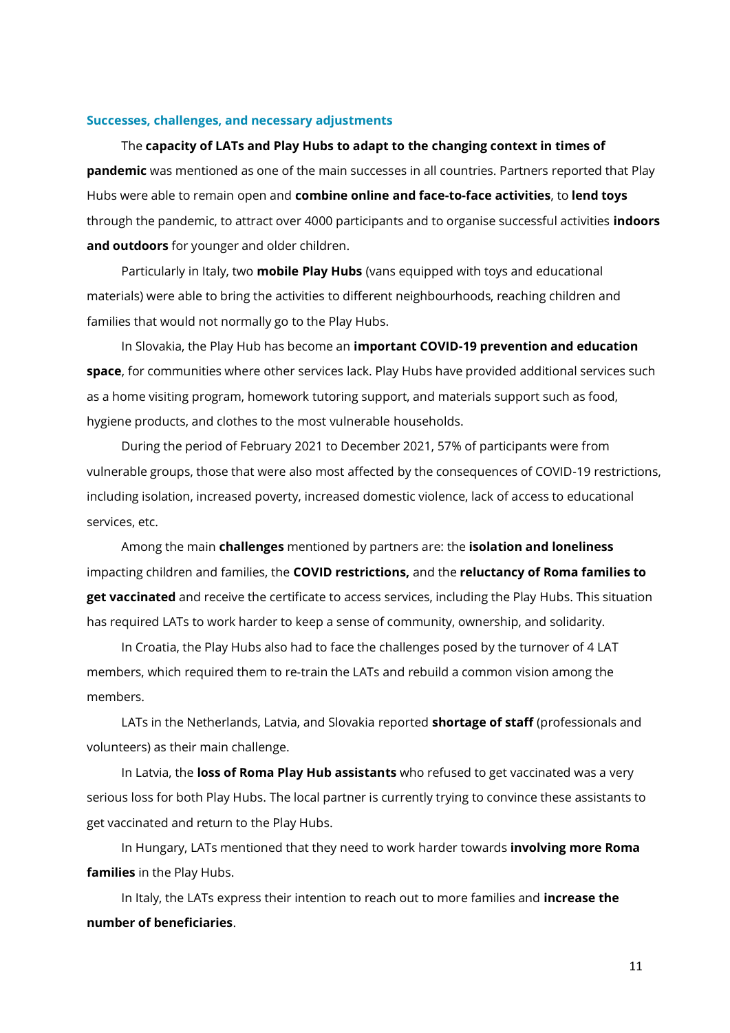### Successes, challenges, and necessary adjustments

The **capacity of LATs and Play Hubs to adapt to the changing context in times of pandemic** was mentioned as one of the main successes in all countries. Partners reported that Play Hubs were able to remain open and **combine online and face-to-face activities**, to **lend toys** through the pandemic, to attract over 4000 participants and to organise successful activities **indoors and outdoors** for younger and older children.

Particularly in Italy, two **mobile Play Hubs** (vans equipped with toys and educational materials) were able to bring the activities to different neighbourhoods, reaching children and families that would not normally go to the Play Hubs.

In Slovakia, the Play Hub has become an **important COVID-19 prevention and education space**, for communities where other services lack. Play Hubs have provided additional services such as a home visiting program, homework tutoring support, and materials support such as food, hygiene products, and clothes to the most vulnerable households.

During the period of February 2021 to December 2021, 57% of participants were from vulnerable groups, those that were also most affected by the consequences of COVID-19 restrictions, including isolation, increased poverty, increased domestic violence, lack of access to educational services, etc.

Among the main **challenges** mentioned by partners are: the **isolation and loneliness** impacting children and families, the **COVID restrictions,** and the **reluctancy of Roma families to get vaccinated** and receive the certificate to access services, including the Play Hubs. This situation has required LATs to work harder to keep a sense of community, ownership, and solidarity.

In Croatia, the Play Hubs also had to face the challenges posed by the turnover of 4 LAT members, which required them to re-train the LATs and rebuild a common vision among the members.

LATs in the Netherlands, Latvia, and Slovakia reported **shortage of staff** (professionals and volunteers) as their main challenge.

In Latvia, the **loss of Roma Play Hub assistants** who refused to get vaccinated was a very serious loss for both Play Hubs. The local partner is currently trying to convince these assistants to get vaccinated and return to the Play Hubs.

In Hungary, LATs mentioned that they need to work harder towards **involving more Roma families** in the Play Hubs.

In Italy, the LATs express their intention to reach out to more families and **increase the number of beneficiaries**.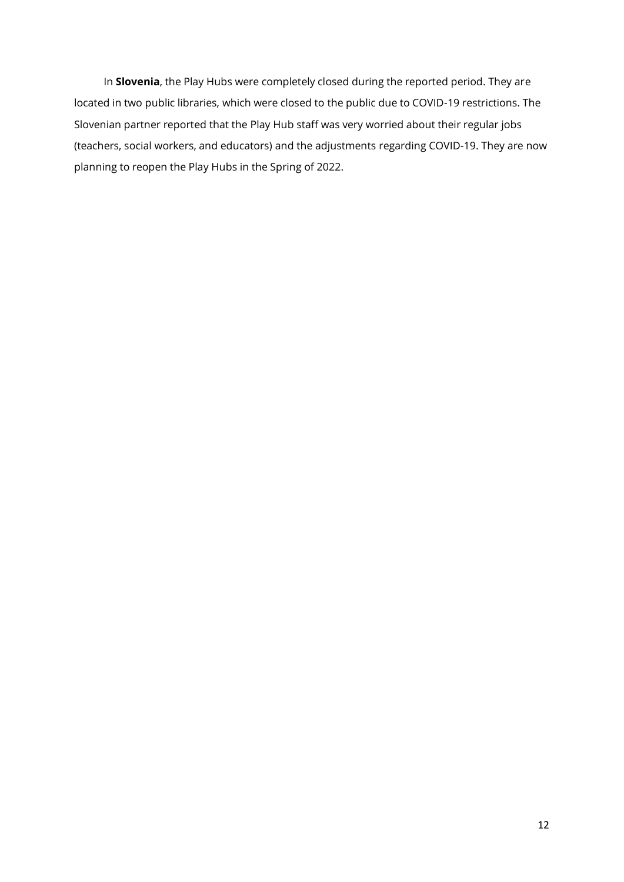In **Slovenia**, the Play Hubs were completely closed during the reported period. They are located in two public libraries, which were closed to the public due to COVID-19 restrictions. The Slovenian partner reported that the Play Hub staff was very worried about their regular jobs (teachers, social workers, and educators) and the adjustments regarding COVID-19. They are now planning to reopen the Play Hubs in the Spring of 2022.